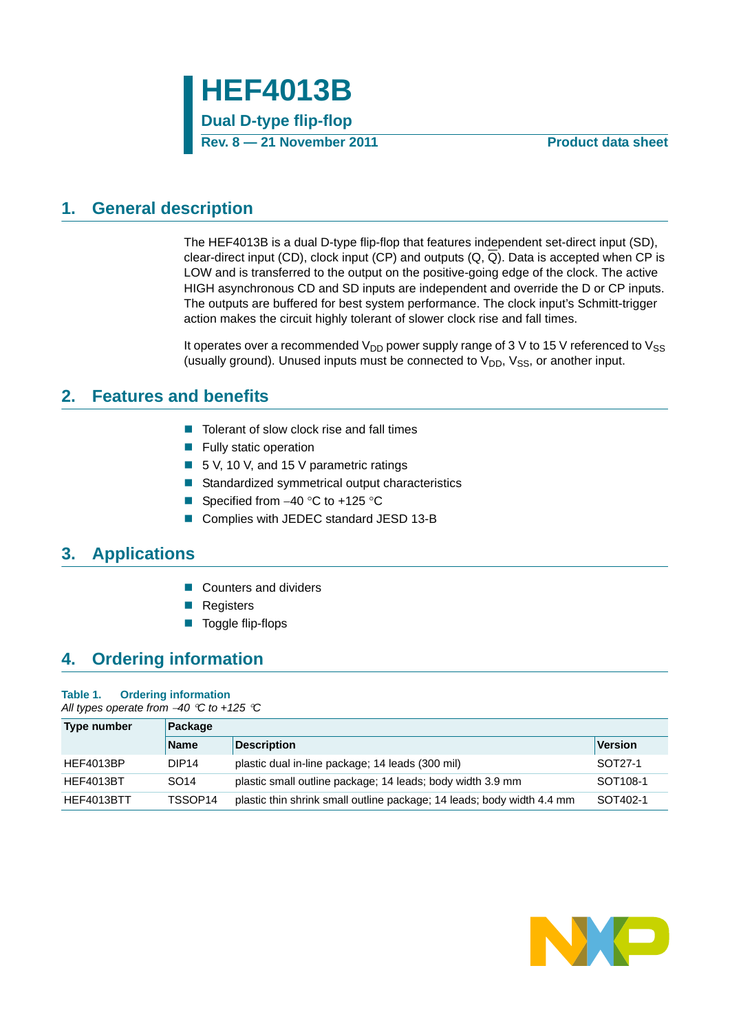# HEF4013B

**Dual D-type flip-flop**

**Rev. 8 — 21 November 2011** **Product data sheet**

## 1. General description

The HEF4013B is a dual D-type flip-flop that features independent set-direct input (SD), clear-direct input (CD), clock input (CP) and outputs (Q, $\overline{Q}$). Data is accepted when CP is LOW and is transferred to the output on the positive-going edge of the clock. The active HIGH asynchronous CD and SD inputs are independent and override the D or CP inputs. The outputs are buffered for best system performance. The clock input's Schmitt-trigger action makes the circuit highly tolerant of slower clock rise and fall times.

It operates over a recommended $V_{DD}$ power supply range of 3 V to 15 V referenced to $V_{SS}$ (usually ground). Unused inputs must be connected to $V_{DD}$, $V_{SS}$, or another input.

## 2. Features and benefits

- Tolerant of slow clock rise and fall times
- Fully static operation
- 5 V, 10 V, and 15 V parametric ratings
- Standardized symmetrical output characteristics
- Specified from −40 °C to +125 °C
- Complies with JEDEC standard JESD 13-B

## 3. Applications

- Counters and dividers
- Registers
- Toggle flip-flops

## 4. Ordering information

**Table 1. Ordering information**

*All types operate from −40 °C to +125 °C*

| Type number | Package | | |
|---|---|---|---|
| | **Name** | **Description** | **Version** |
| HEF4013BP | DIP14 | plastic dual in-line package; 14 leads (300 mil) | SOT27-1 |
| HEF4013BT | SO14 | plastic small outline package; 14 leads; body width 3.9 mm | SOT108-1 |
| HEF4013BTT | TSSOP14 | plastic thin shrink small outline package; 14 leads; body width 4.4 mm | SOT402-1 |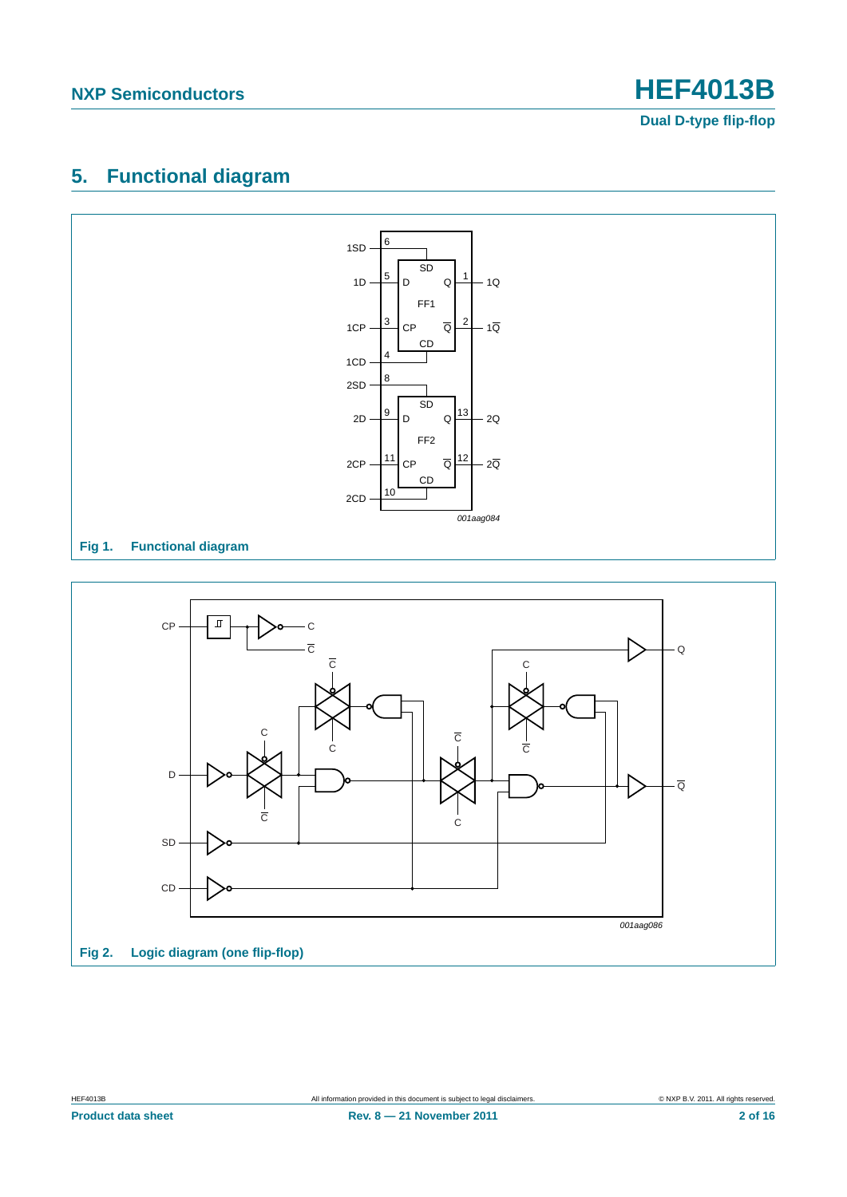## 5. Functional diagram

Fig 1. Functional diagram

Fig 2. Logic diagram (one flip-flop)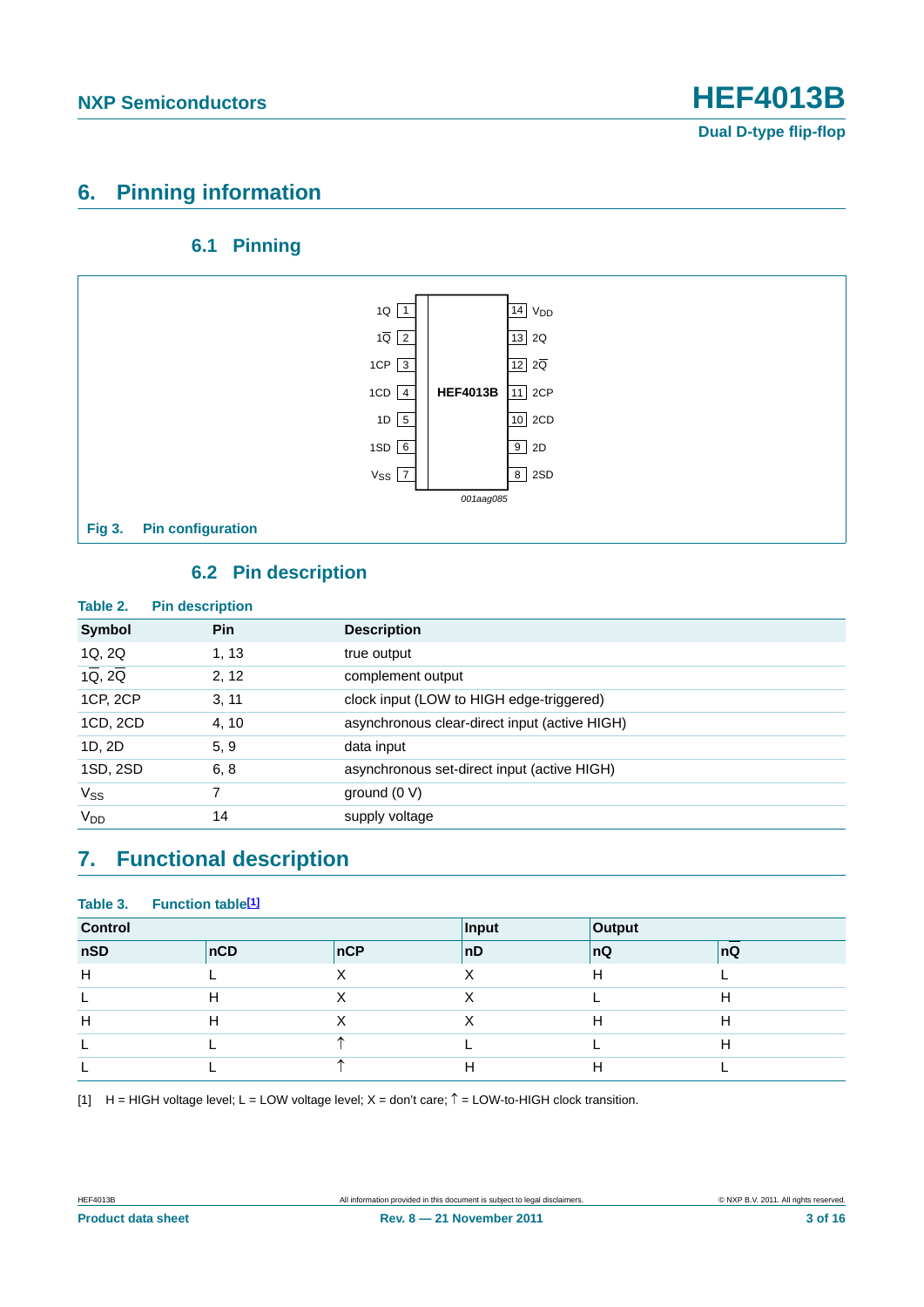## 6. Pinning information

### 6.1 Pinning

| | | | | | |
|---|---|---|---|---|---|
| 1Q | 1 | | | 14 | $V_{DD}$ |
| $1\overline{Q}$ | 2 | | | 13 | 2Q |
| 1CP | 3 | | | 12 | $2\overline{Q}$ |
| 1CD | 4 | HEF4013B | | 11 | 2CP |
| 1D | 5 | | | 10 | 2CD |
| 1SD | 6 | | | 9 | 2D |
| $V_{SS}$ | 7 | | | 8 | 2SD |

001aag085

**Fig 3. Pin configuration**

### 6.2 Pin description

**Table 2. Pin description**

| Symbol | Pin | Description |
|---|---|---|
| 1Q, 2Q | 1, 13 | true output |
| $1\overline{Q}$, $2\overline{Q}$ | 2, 12 | complement output |
| 1CP, 2CP | 3, 11 | clock input (LOW to HIGH edge-triggered) |
| 1CD, 2CD | 4, 10 | asynchronous clear-direct input (active HIGH) |
| 1D, 2D | 5, 9 | data input |
| 1SD, 2SD | 6, 8 | asynchronous set-direct input (active HIGH) |
| $V_{SS}$ | 7 | ground (0 V) |
| $V_{DD}$ | 14 | supply voltage |

## 7. Functional description

**Table 3. Function table**[1]

| Control | | | Input | Output | |
|---|---|---|---|---|---|
| nSD | nCD | nCP | nD | nQ | $n\overline{Q}$ |
| H | L | X | X | H | L |
| L | H | X | X | L | H |
| H | H | X | X | H | H |
| L | L | ↑ | L | L | H |
| L | L | ↑ | H | H | L |

[1] H = HIGH voltage level; L = LOW voltage level; X = don't care; ↑ = LOW-to-HIGH clock transition.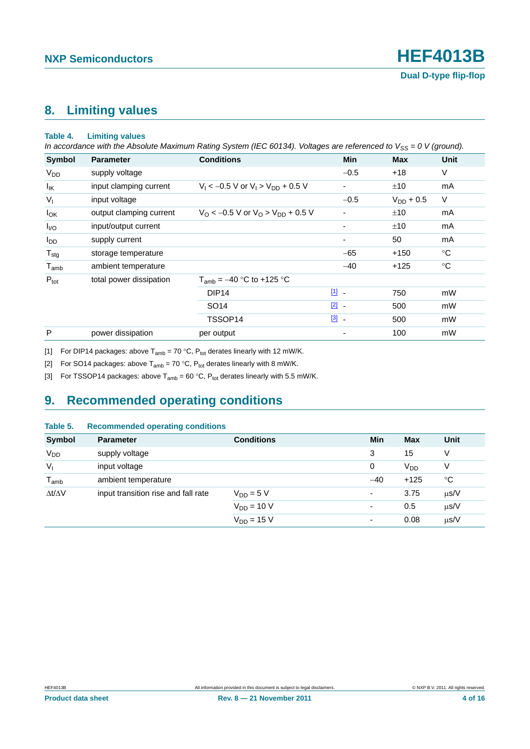## 8. Limiting values

**Table 4. Limiting values**

*In accordance with the Absolute Maximum Rating System (IEC 60134). Voltages are referenced to $V_{SS}$ = 0 V (ground).*

| Symbol | Parameter | Conditions | | Min | Max | Unit |
|---|---|---|---|---|---|---|
| $V_{DD}$ | supply voltage | | | −0.5 | +18 | V |
| $I_{IK}$ | input clamping current | $V_I$ < −0.5 V or $V_I$ > $V_{DD}$ + 0.5 V | | - | ±10 | mA |
| $V_I$ | input voltage | | | −0.5 | $V_{DD}$ + 0.5 | V |
| $I_{OK}$ | output clamping current | $V_O$ < −0.5 V or $V_O$ > $V_{DD}$ + 0.5 V | | - | ±10 | mA |
| $I_{I/O}$ | input/output current | | | - | ±10 | mA |
| $I_{DD}$ | supply current | | | - | 50 | mA |
| $T_{stg}$ | storage temperature | | | −65 | +150 | °C |
| $T_{amb}$ | ambient temperature | | | −40 | +125 | °C |
| $P_{tot}$ | total power dissipation | $T_{amb}$ = −40 °C to +125 °C | | | | |
| | | DIP14 | [1] | - | 750 | mW |
| | | SO14 | [2] | - | 500 | mW |
| | | TSSOP14 | [3] | - | 500 | mW |
| P | power dissipation | per output | | - | 100 | mW |

[1] For DIP14 packages: above $T_{amb}$ = 70 °C, $P_{tot}$ derates linearly with 12 mW/K.

[2] For SO14 packages: above $T_{amb}$ = 70 °C, $P_{tot}$ derates linearly with 8 mW/K.

[3] For TSSOP14 packages: above $T_{amb}$ = 60 °C, $P_{tot}$ derates linearly with 5.5 mW/K.

## 9. Recommended operating conditions

**Table 5. Recommended operating conditions**

| Symbol | Parameter | Conditions | Min | Max | Unit |
|---|---|---|---|---|---|
| $V_{DD}$ | supply voltage | | 3 | 15 | V |
| $V_I$ | input voltage | | 0 | $V_{DD}$ | V |
| $T_{amb}$ | ambient temperature | | −40 | +125 | °C |
| $\Delta t/\Delta V$ | input transition rise and fall rate | $V_{DD}$ = 5 V | - | 3.75 | μs/V |
| | | $V_{DD}$ = 10 V | - | 0.5 | μs/V |
| | | $V_{DD}$ = 15 V | - | 0.08 | μs/V |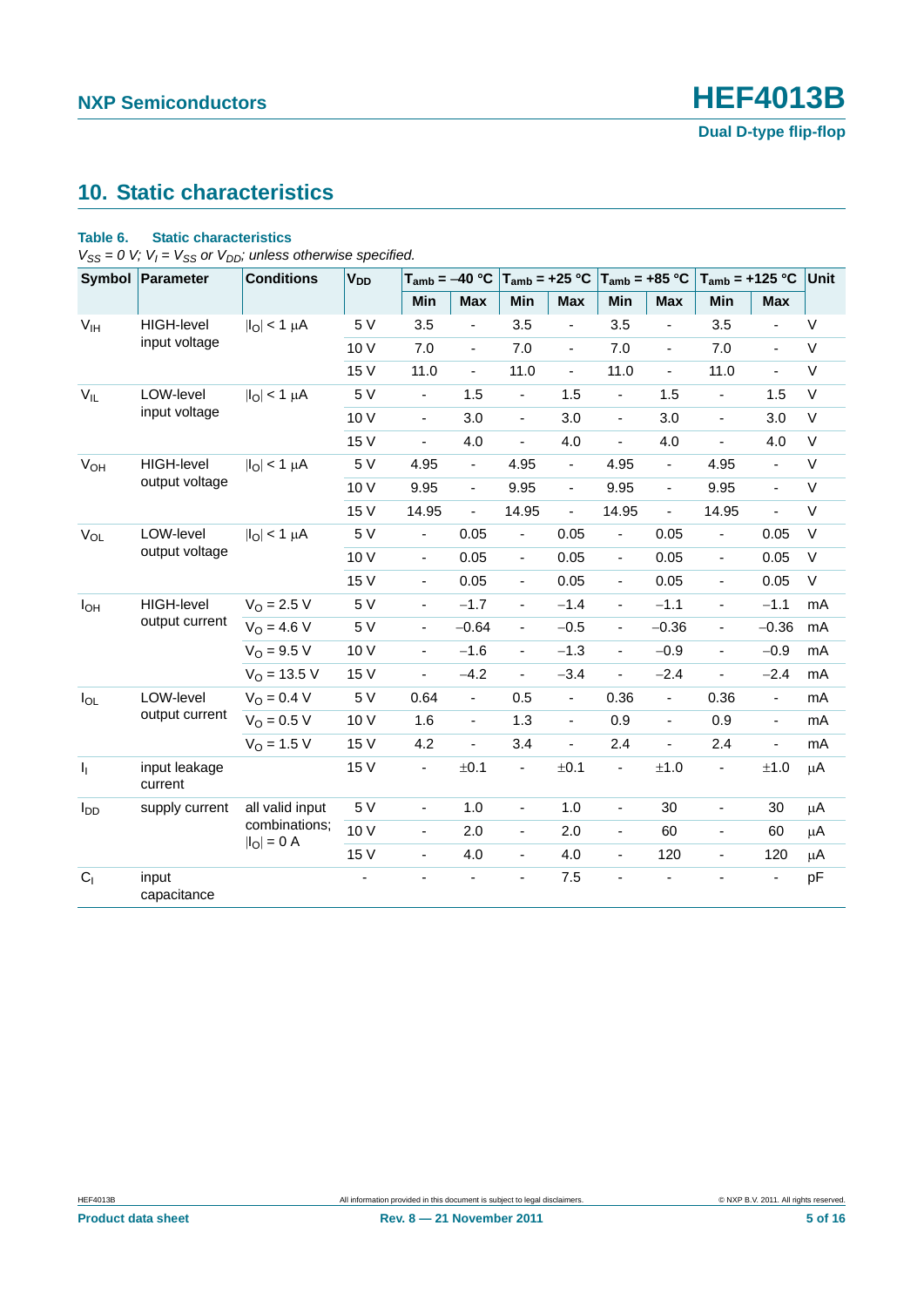## 10. Static characteristics

**Table 6. Static characteristics**

*$V_{SS}$ = 0 V; $V_I$ = $V_{SS}$ or $V_{DD}$; unless otherwise specified.*

| Symbol | Parameter | Conditions | $V_{DD}$ | $T_{amb}$ = −40 °C | | $T_{amb}$ = +25 °C | | $T_{amb}$ = +85 °C | | $T_{amb}$ = +125 °C | | Unit |
|---|---|---|---|---|---|---|---|---|---|---|---|---|
| | | | | Min | Max | Min | Max | Min | Max | Min | Max | |
| $V_{IH}$ | HIGH-level input voltage | $\lvert I_O \rvert$ < 1 μA | 5 V | 3.5 | - | 3.5 | - | 3.5 | - | 3.5 | - | V |
| | | | 10 V | 7.0 | - | 7.0 | - | 7.0 | - | 7.0 | - | V |
| | | | 15 V | 11.0 | - | 11.0 | - | 11.0 | - | 11.0 | - | V |
| $V_{IL}$ | LOW-level input voltage | $\lvert I_O \rvert$ < 1 μA | 5 V | - | 1.5 | - | 1.5 | - | 1.5 | - | 1.5 | V |
| | | | 10 V | - | 3.0 | - | 3.0 | - | 3.0 | - | 3.0 | V |
| | | | 15 V | - | 4.0 | - | 4.0 | - | 4.0 | - | 4.0 | V |
| $V_{OH}$ | HIGH-level output voltage | $\lvert I_O \rvert$ < 1 μA | 5 V | 4.95 | - | 4.95 | - | 4.95 | - | 4.95 | - | V |
| | | | 10 V | 9.95 | - | 9.95 | - | 9.95 | - | 9.95 | - | V |
| | | | 15 V | 14.95 | - | 14.95 | - | 14.95 | - | 14.95 | - | V |
| $V_{OL}$ | LOW-level output voltage | $\lvert I_O \rvert$ < 1 μA | 5 V | - | 0.05 | - | 0.05 | - | 0.05 | - | 0.05 | V |
| | | | 10 V | - | 0.05 | - | 0.05 | - | 0.05 | - | 0.05 | V |
| | | | 15 V | - | 0.05 | - | 0.05 | - | 0.05 | - | 0.05 | V |
| $I_{OH}$ | HIGH-level output current | $V_O$ = 2.5 V | 5 V | - | −1.7 | - | −1.4 | - | −1.1 | - | −1.1 | mA |
| | | $V_O$ = 4.6 V | 5 V | - | −0.64 | - | −0.5 | - | −0.36 | - | −0.36 | mA |
| | | $V_O$ = 9.5 V | 10 V | - | −1.6 | - | −1.3 | - | −0.9 | - | −0.9 | mA |
| | | $V_O$ = 13.5 V | 15 V | - | −4.2 | - | −3.4 | - | −2.4 | - | −2.4 | mA |
| $I_{OL}$ | LOW-level output current | $V_O$ = 0.4 V | 5 V | 0.64 | - | 0.5 | - | 0.36 | - | 0.36 | - | mA |
| | | $V_O$ = 0.5 V | 10 V | 1.6 | - | 1.3 | - | 0.9 | - | 0.9 | - | mA |
| | | $V_O$ = 1.5 V | 15 V | 4.2 | - | 3.4 | - | 2.4 | - | 2.4 | - | mA |
| $I_I$ | input leakage current | | 15 V | - | ±0.1 | - | ±0.1 | - | ±1.0 | - | ±1.0 | μA |
| $I_{DD}$ | supply current | all valid input combinations; $\lvert I_O \rvert$ = 0 A | 5 V | - | 1.0 | - | 1.0 | - | 30 | - | 30 | μA |
| | | | 10 V | - | 2.0 | - | 2.0 | - | 60 | - | 60 | μA |
| | | | 15 V | - | 4.0 | - | 4.0 | - | 120 | - | 120 | μA |
| $C_I$ | input capacitance | | - | - | - | - | 7.5 | - | - | - | - | pF |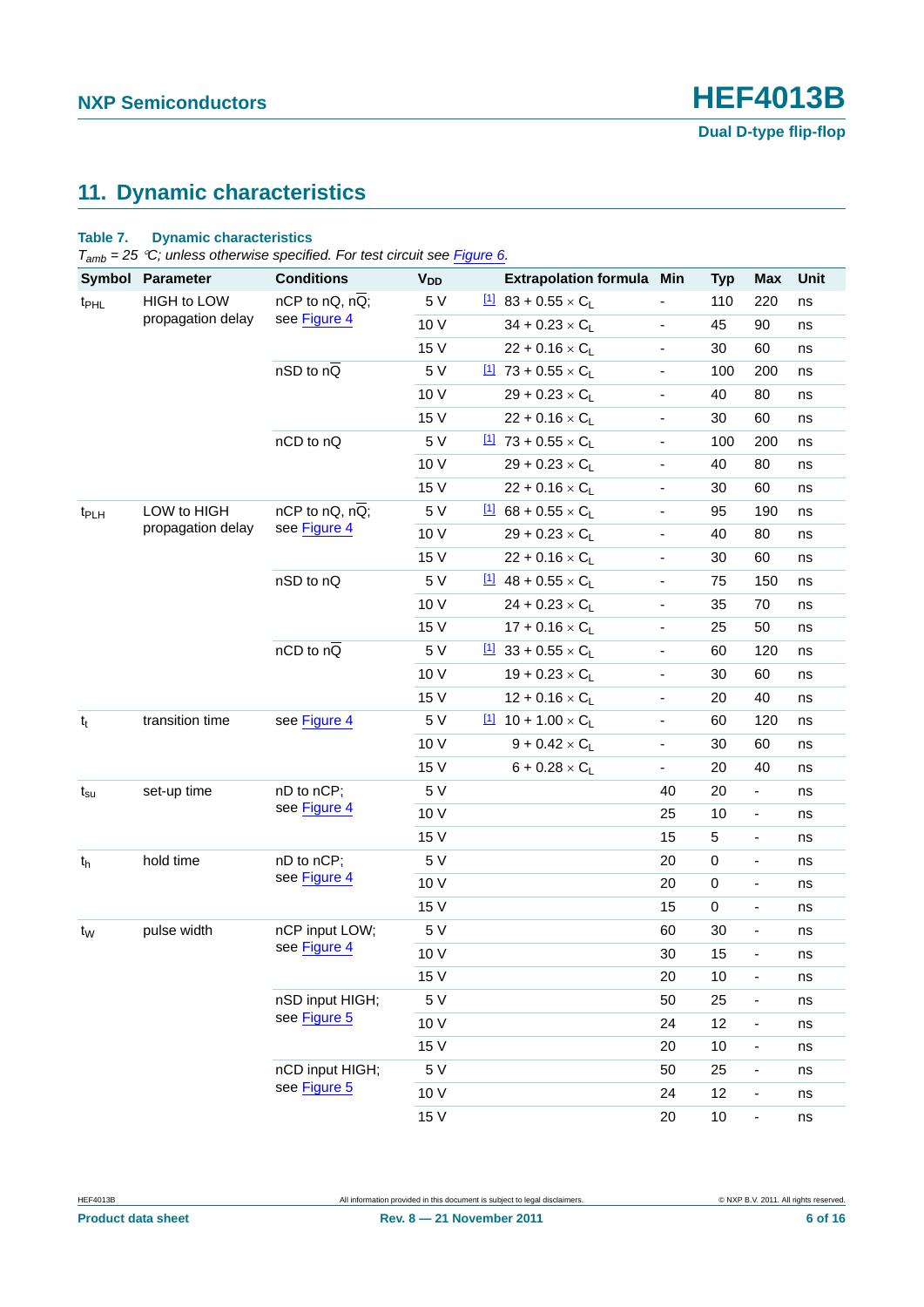## 11. Dynamic characteristics

**Table 7. Dynamic characteristics**

*$T_{amb}$ = 25 °C; unless otherwise specified. For test circuit see Figure 6.*

| Symbol | Parameter | Conditions | $V_{DD}$ | | Extrapolation formula | Min | Typ | Max | Unit |
|---|---|---|---|---|---|---|---|---|---|
| $t_{PHL}$ | HIGH to LOW propagation delay | nCP to nQ, n$\overline{Q}$; see Figure 4 | 5 V | [1] | 83 + 0.55 × $C_L$ | - | 110 | 220 | ns |
| | | | 10 V | | 34 + 0.23 × $C_L$ | - | 45 | 90 | ns |
| | | | 15 V | | 22 + 0.16 × $C_L$ | - | 30 | 60 | ns |
| | | nSD to n$\overline{Q}$ | 5 V | [1] | 73 + 0.55 × $C_L$ | - | 100 | 200 | ns |
| | | | 10 V | | 29 + 0.23 × $C_L$ | - | 40 | 80 | ns |
| | | | 15 V | | 22 + 0.16 × $C_L$ | - | 30 | 60 | ns |
| | | nCD to nQ | 5 V | [1] | 73 + 0.55 × $C_L$ | - | 100 | 200 | ns |
| | | | 10 V | | 29 + 0.23 × $C_L$ | - | 40 | 80 | ns |
| | | | 15 V | | 22 + 0.16 × $C_L$ | - | 30 | 60 | ns |
| $t_{PLH}$ | LOW to HIGH propagation delay | nCP to nQ, n$\overline{Q}$; see Figure 4 | 5 V | [1] | 68 + 0.55 × $C_L$ | - | 95 | 190 | ns |
| | | | 10 V | | 29 + 0.23 × $C_L$ | - | 40 | 80 | ns |
| | | | 15 V | | 22 + 0.16 × $C_L$ | - | 30 | 60 | ns |
| | | nSD to nQ | 5 V | [1] | 48 + 0.55 × $C_L$ | - | 75 | 150 | ns |
| | | | 10 V | | 24 + 0.23 × $C_L$ | - | 35 | 70 | ns |
| | | | 15 V | | 17 + 0.16 × $C_L$ | - | 25 | 50 | ns |
| | | nCD to n$\overline{Q}$ | 5 V | [1] | 33 + 0.55 × $C_L$ | - | 60 | 120 | ns |
| | | | 10 V | | 19 + 0.23 × $C_L$ | - | 30 | 60 | ns |
| | | | 15 V | | 12 + 0.16 × $C_L$ | - | 20 | 40 | ns |
| $t_t$ | transition time | see Figure 4 | 5 V | [1] | 10 + 1.00 × $C_L$ | - | 60 | 120 | ns |
| | | | 10 V | | 9 + 0.42 × $C_L$ | - | 30 | 60 | ns |
| | | | 15 V | | 6 + 0.28 × $C_L$ | - | 20 | 40 | ns |
| $t_{su}$ | set-up time | nD to nCP; see Figure 4 | 5 V | | | 40 | 20 | - | ns |
| | | | 10 V | | | 25 | 10 | - | ns |
| | | | 15 V | | | 15 | 5 | - | ns |
| $t_h$ | hold time | nD to nCP; see Figure 4 | 5 V | | | 20 | 0 | - | ns |
| | | | 10 V | | | 20 | 0 | - | ns |
| | | | 15 V | | | 15 | 0 | - | ns |
| $t_W$ | pulse width | nCP input LOW; see Figure 4 | 5 V | | | 60 | 30 | - | ns |
| | | | 10 V | | | 30 | 15 | - | ns |
| | | | 15 V | | | 20 | 10 | - | ns |
| | | nSD input HIGH; see Figure 5 | 5 V | | | 50 | 25 | - | ns |
| | | | 10 V | | | 24 | 12 | - | ns |
| | | | 15 V | | | 20 | 10 | - | ns |
| | | nCD input HIGH; see Figure 5 | 5 V | | | 50 | 25 | - | ns |
| | | | 10 V | | | 24 | 12 | - | ns |
| | | | 15 V | | | 20 | 10 | - | ns |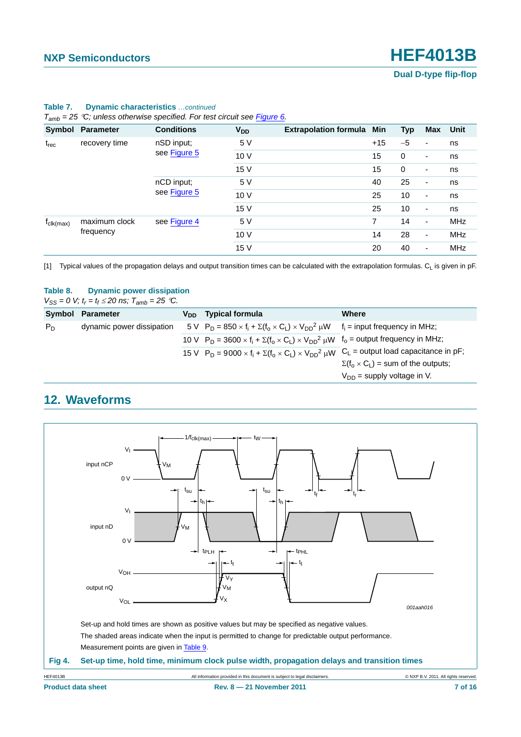**Table 7. Dynamic characteristics** *...continued*

*$T_{amb}$ = 25 °C; unless otherwise specified. For test circuit see Figure 6.*

| Symbol | Parameter | Conditions | $V_{DD}$ | Extrapolation formula | Min | Typ | Max | Unit |
|---|---|---|---|---|---|---|---|---|
| $t_{rec}$ | recovery time | nSD input; see Figure 5 | 5 V | | +15 | −5 | - | ns |
| | | | 10 V | | 15 | 0 | - | ns |
| | | | 15 V | | 15 | 0 | - | ns |
| | | nCD input; see Figure 5 | 5 V | | 40 | 25 | - | ns |
| | | | 10 V | | 25 | 10 | - | ns |
| | | | 15 V | | 25 | 10 | - | ns |
| $f_{clk(max)}$ | maximum clock frequency | see Figure 4 | 5 V | | 7 | 14 | - | MHz |
| | | | 10 V | | 14 | 28 | - | MHz |
| | | | 15 V | | 20 | 40 | - | MHz |

[1] Typical values of the propagation delays and output transition times can be calculated with the extrapolation formulas. $C_L$ is given in pF.

**Table 8. Dynamic power dissipation**

*$V_{SS}$ = 0 V; $t_r = t_f \leq 20$ ns; $T_{amb}$ = 25 °C.*

| Symbol | Parameter | $V_{DD}$ | Typical formula | Where |
|---|---|---|---|---|
| $P_D$ | dynamic power dissipation | 5 V | $P_D = 850 \times f_i + \Sigma(f_o \times C_L) \times V_{DD}^2$ µW | $f_i$ = input frequency in MHz; |
| | | 10 V | $P_D = 3600 \times f_i + \Sigma(f_o \times C_L) \times V_{DD}^2$ µW | $f_o$ = output frequency in MHz; |
| | | 15 V | $P_D = 9000 \times f_i + \Sigma(f_o \times C_L) \times V_{DD}^2$ µW | $C_L$ = output load capacitance in pF; |
| | | | | $\Sigma(f_o \times C_L)$ = sum of the outputs; |
| | | | | $V_{DD}$ = supply voltage in V. |

## 12. Waveforms

Set-up and hold times are shown as positive values but may be specified as negative values.

The shaded areas indicate when the input is permitted to change for predictable output performance.

Measurement points are given in Table 9.

**Fig 4. Set-up time, hold time, minimum clock pulse width, propagation delays and transition times**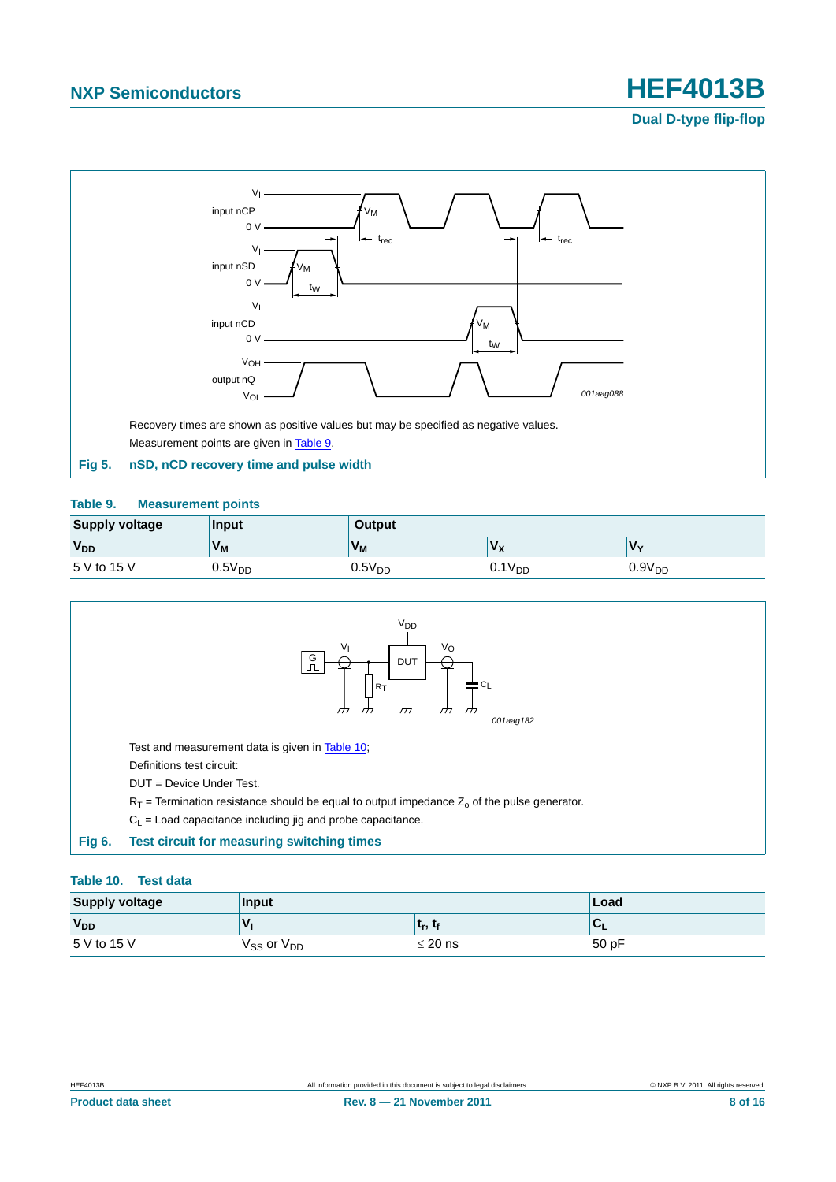Recovery times are shown as positive values but may be specified as negative values.

Measurement points are given in Table 9.

**Fig 5. nSD, nCD recovery time and pulse width**

**Table 9. Measurement points**

| Supply voltage | Input | Output | | |
|---|---|---|---|---|
| $V_{DD}$ | $V_M$ | $V_M$ | $V_X$ | $V_Y$ |
| 5 V to 15 V | $0.5V_{DD}$ | $0.5V_{DD}$ | $0.1V_{DD}$ | $0.9V_{DD}$ |

Test and measurement data is given in Table 10;

Definitions test circuit:

DUT = Device Under Test.

$R_T$ = Termination resistance should be equal to output impedance $Z_o$ of the pulse generator.

$C_L$ = Load capacitance including jig and probe capacitance.

**Fig 6. Test circuit for measuring switching times**

**Table 10. Test data**

| Supply voltage | Input | | Load |
|---|---|---|---|
| $V_{DD}$ | $V_I$ | $t_r$, $t_f$ | $C_L$ |
| 5 V to 15 V | $V_{SS}$ or $V_{DD}$ | ≤ 20 ns | 50 pF |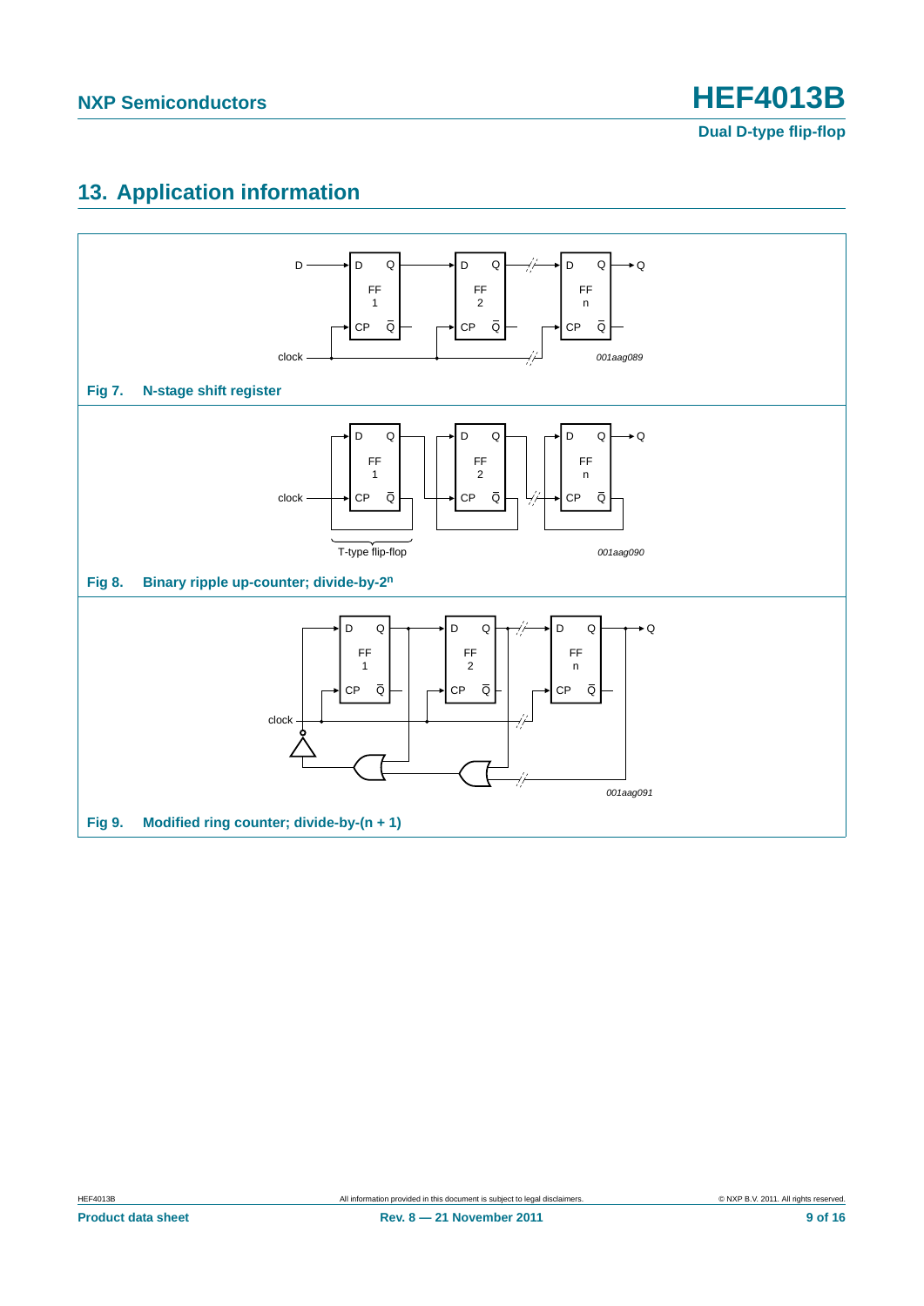## 13. Application information

Fig 7. N-stage shift register

Fig 8. Binary ripple up-counter; divide-by-$2^n$

Fig 9. Modified ring counter; divide-by-(n + 1)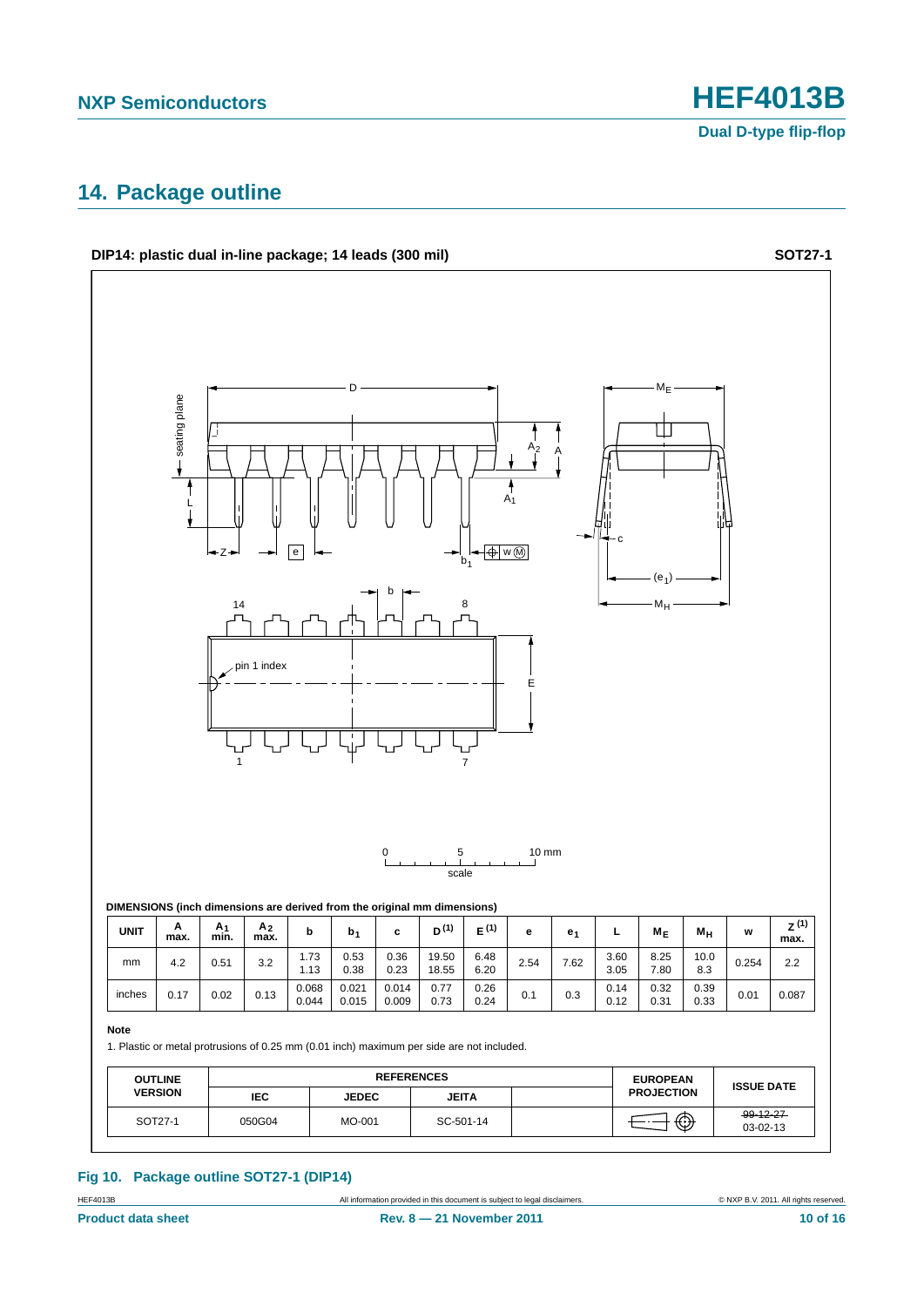## 14. Package outline

**DIP14: plastic dual in-line package; 14 leads (300 mil)** **SOT27-1**

**DIMENSIONS (inch dimensions are derived from the original mm dimensions)**

| UNIT | A max. | $A_1$ min. | $A_2$ max. | b | $b_1$ | c | D [1] | E [1] | e | $e_1$ | L | $M_E$ | $M_H$ | w | Z [1] max. |
|---|---|---|---|---|---|---|---|---|---|---|---|---|---|---|---|
| mm | 4.2 | 0.51 | 3.2 | 1.73<br>1.13 | 0.53<br>0.38 | 0.36<br>0.23 | 19.50<br>18.55 | 6.48<br>6.20 | 2.54 | 7.62 | 3.60<br>3.05 | 8.25<br>7.80 | 10.0<br>8.3 | 0.254 | 2.2 |
| inches | 0.17 | 0.02 | 0.13 | 0.068<br>0.044 | 0.021<br>0.015 | 0.014<br>0.009 | 0.77<br>0.73 | 0.26<br>0.24 | 0.1 | 0.3 | 0.14<br>0.12 | 0.32<br>0.31 | 0.39<br>0.33 | 0.01 | 0.087 |

**Note**

1. Plastic or metal protrusions of 0.25 mm (0.01 inch) maximum per side are not included.

| OUTLINE VERSION | REFERENCES | | | | EUROPEAN PROJECTION | ISSUE DATE |
|---|---|---|---|---|---|---|
| | IEC | JEDEC | JEITA | | | |
| SOT27-1 | 050G04 | MO-001 | SC-501-14 | | | ~~99-12-27~~<br>03-02-13 |

**Fig 10. Package outline SOT27-1 (DIP14)**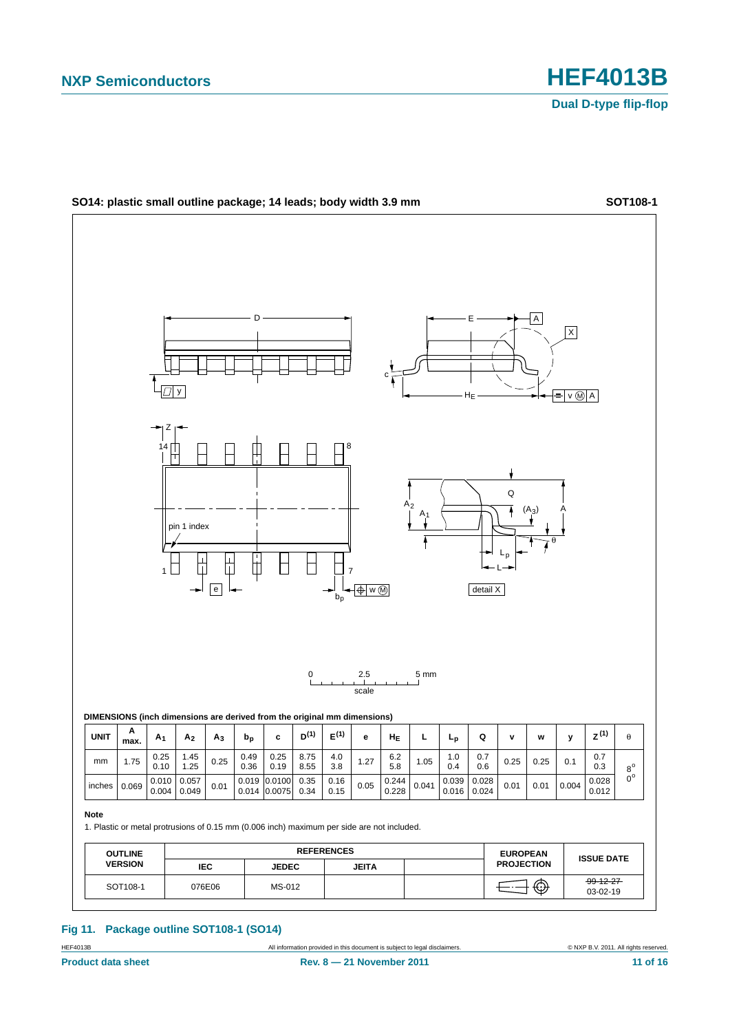## SO14: plastic small outline package; 14 leads; body width 3.9 mm

**SOT108-1**

**DIMENSIONS (inch dimensions are derived from the original mm dimensions)**

| UNIT | A max. | $A_1$ | $A_2$ | $A_3$ | $b_p$ | c | $D^{(1)}$ | $E^{(1)}$ | e | $H_E$ | L | $L_p$ | Q | v | w | y | $Z^{(1)}$ | θ |
|---|---|---|---|---|---|---|---|---|---|---|---|---|---|---|---|---|---|---|
| mm | 1.75 | 0.25<br>0.10 | 1.45<br>1.25 | 0.25 | 0.49<br>0.36 | 0.25<br>0.19 | 8.75<br>8.55 | 4.0<br>3.8 | 1.27 | 6.2<br>5.8 | 1.05 | 1.0<br>0.4 | 0.7<br>0.6 | 0.25 | 0.25 | 0.1 | 0.7<br>0.3 | 8°<br>0° |
| inches | 0.069 | 0.010<br>0.004 | 0.057<br>0.049 | 0.01 | 0.019<br>0.014 | 0.0100<br>0.0075 | 0.35<br>0.34 | 0.16<br>0.15 | 0.05 | 0.244<br>0.228 | 0.041 | 0.039<br>0.016 | 0.028<br>0.024 | 0.01 | 0.01 | 0.004 | 0.028<br>0.012 | |

**Note**

1. Plastic or metal protrusions of 0.15 mm (0.006 inch) maximum per side are not included.

| OUTLINE VERSION | REFERENCES | | | | EUROPEAN PROJECTION | ISSUE DATE |
|---|---|---|---|---|---|---|
| | IEC | JEDEC | JEITA | | | |
| SOT108-1 | 076E06 | MS-012 | | | | ~~99-12-27~~<br>03-02-19 |

**Fig 11. Package outline SOT108-1 (SO14)**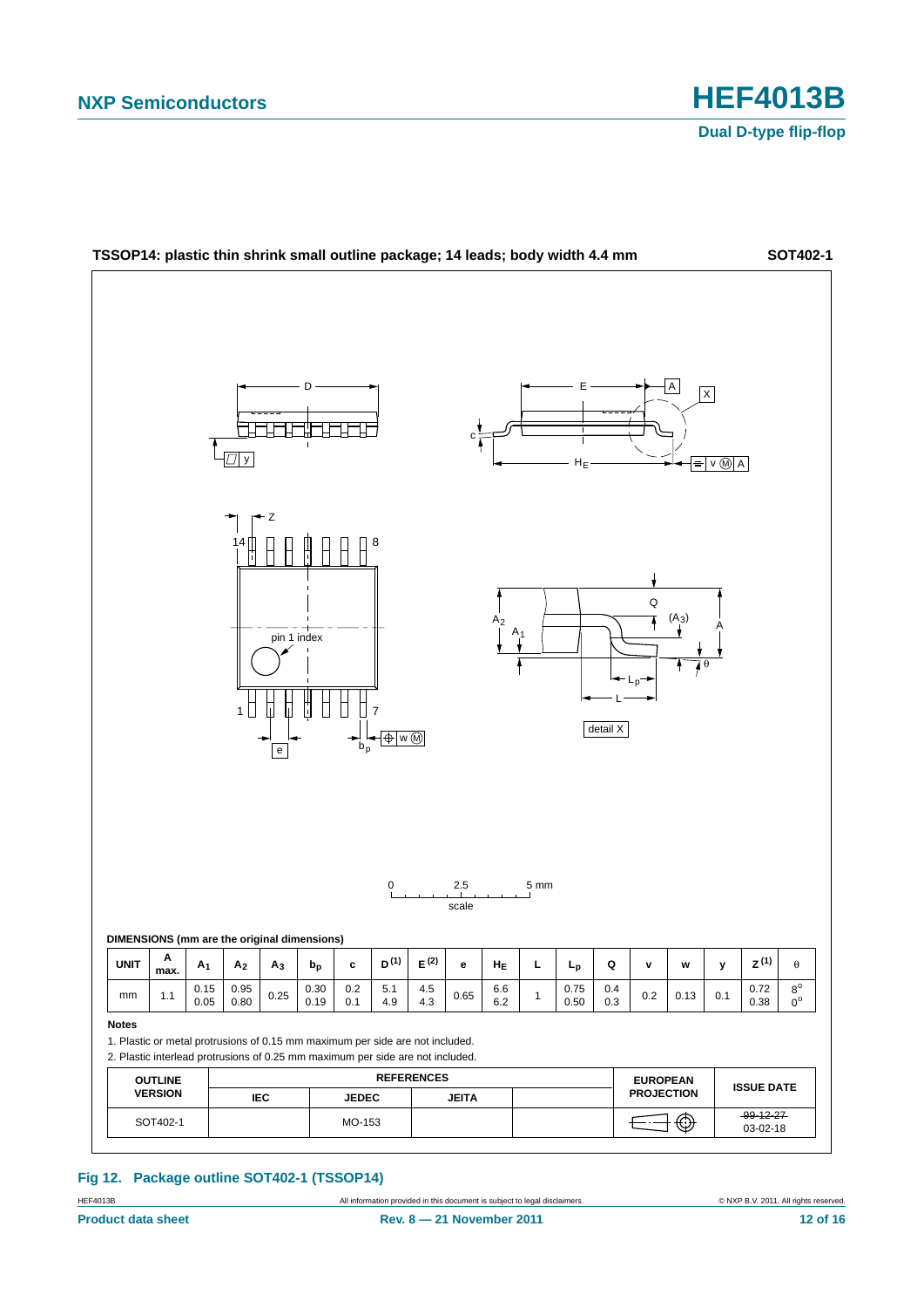**TSSOP14: plastic thin shrink small outline package; 14 leads; body width 4.4 mm** **SOT402-1**

**DIMENSIONS (mm are the original dimensions)**

| UNIT | A max. | $A_1$ | $A_2$ | $A_3$ | $b_p$ | c | $D^{(1)}$ | $E^{(2)}$ | e | $H_E$ | L | $L_p$ | Q | v | w | y | $Z^{(1)}$ | θ |
|---|---|---|---|---|---|---|---|---|---|---|---|---|---|---|---|---|---|---|
| mm | 1.1 | 0.15<br>0.05 | 0.95<br>0.80 | 0.25 | 0.30<br>0.19 | 0.2<br>0.1 | 5.1<br>4.9 | 4.5<br>4.3 | 0.65 | 6.6<br>6.2 | 1 | 0.75<br>0.50 | 0.4<br>0.3 | 0.2 | 0.13 | 0.1 | 0.72<br>0.38 | 8°<br>0° |

**Notes**

1. Plastic or metal protrusions of 0.15 mm maximum per side are not included.
2. Plastic interlead protrusions of 0.25 mm maximum per side are not included.

| OUTLINE VERSION | REFERENCES | | | | EUROPEAN PROJECTION | ISSUE DATE |
|---|---|---|---|---|---|---|
| | IEC | JEDEC | JEITA | | | |
| SOT402-1 | | MO-153 | | | | ~~99-12-27~~<br>03-02-18 |

**Fig 12. Package outline SOT402-1 (TSSOP14)**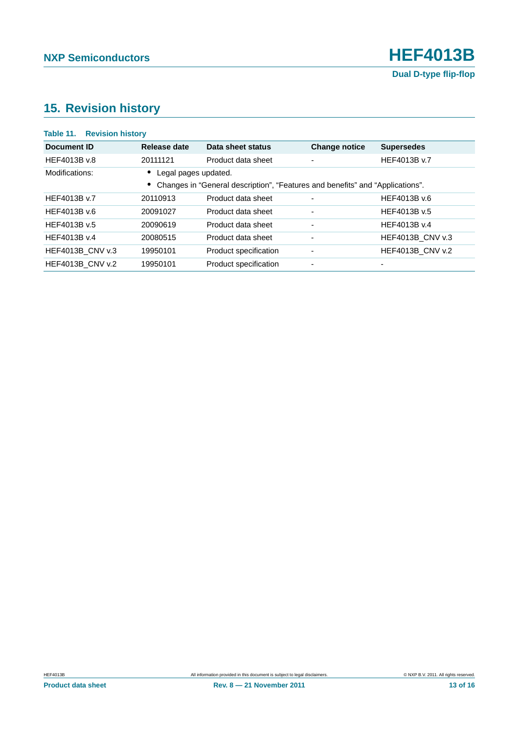## 15. Revision history

**Table 11. Revision history**

| Document ID | Release date | Data sheet status | Change notice | Supersedes |
|---|---|---|---|---|
| HEF4013B v.8 | 20111121 | Product data sheet | - | HEF4013B v.7 |
| Modifications: | • Legal pages updated.<br>• Changes in “General description”, “Features and benefits” and “Applications”. | | | |
| HEF4013B v.7 | 20110913 | Product data sheet | - | HEF4013B v.6 |
| HEF4013B v.6 | 20091027 | Product data sheet | - | HEF4013B v.5 |
| HEF4013B v.5 | 20090619 | Product data sheet | - | HEF4013B v.4 |
| HEF4013B v.4 | 20080515 | Product data sheet | - | HEF4013B_CNV v.3 |
| HEF4013B_CNV v.3 | 19950101 | Product specification | - | HEF4013B_CNV v.2 |
| HEF4013B_CNV v.2 | 19950101 | Product specification | - | - |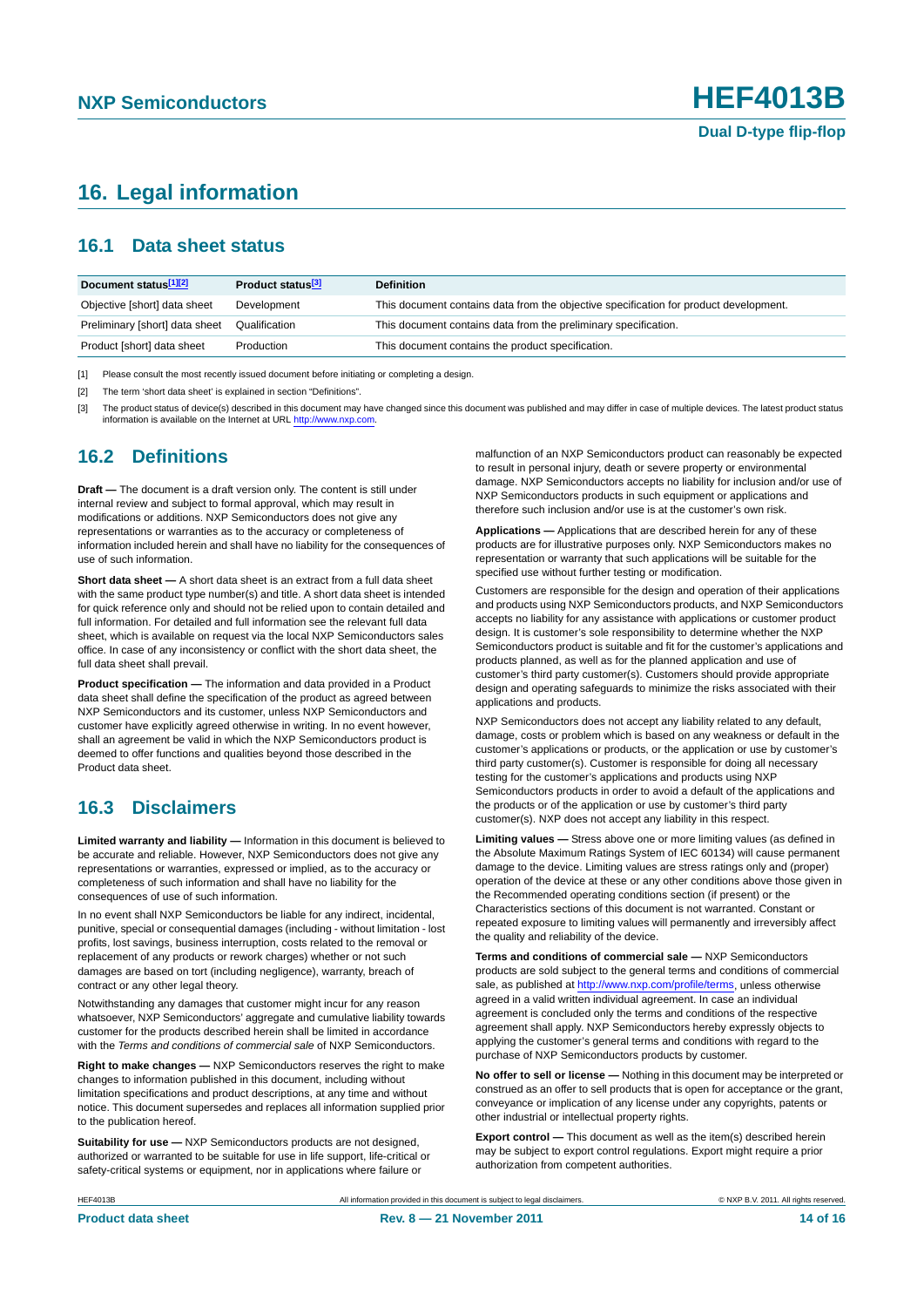# 16. Legal information

## 16.1 Data sheet status

| Document status[1][2] | Product status[3] | Definition |
|---|---|---|
| Objective [short] data sheet | Development | This document contains data from the objective specification for product development. |
| Preliminary [short] data sheet | Qualification | This document contains data from the preliminary specification. |
| Product [short] data sheet | Production | This document contains the product specification. |

[1] Please consult the most recently issued document before initiating or completing a design.

[2] The term 'short data sheet' is explained in section "Definitions".

[3] The product status of device(s) described in this document may have changed since this document was published and may differ in case of multiple devices. The latest product status information is available on the Internet at URL http://www.nxp.com.

## 16.2 Definitions

**Draft —** The document is a draft version only. The content is still under internal review and subject to formal approval, which may result in modifications or additions. NXP Semiconductors does not give any representations or warranties as to the accuracy or completeness of information included herein and shall have no liability for the consequences of use of such information.

**Short data sheet —** A short data sheet is an extract from a full data sheet with the same product type number(s) and title. A short data sheet is intended for quick reference only and should not be relied upon to contain detailed and full information. For detailed and full information see the relevant full data sheet, which is available on request via the local NXP Semiconductors sales office. In case of any inconsistency or conflict with the short data sheet, the full data sheet shall prevail.

**Product specification —** The information and data provided in a Product data sheet shall define the specification of the product as agreed between NXP Semiconductors and its customer, unless NXP Semiconductors and customer have explicitly agreed otherwise in writing. In no event however, shall an agreement be valid in which the NXP Semiconductors product is deemed to offer functions and qualities beyond those described in the Product data sheet.

## 16.3 Disclaimers

**Limited warranty and liability —** Information in this document is believed to be accurate and reliable. However, NXP Semiconductors does not give any representations or warranties, expressed or implied, as to the accuracy or completeness of such information and shall have no liability for the consequences of use of such information.

In no event shall NXP Semiconductors be liable for any indirect, incidental, punitive, special or consequential damages (including - without limitation - lost profits, lost savings, business interruption, costs related to the removal or replacement of any products or rework charges) whether or not such damages are based on tort (including negligence), warranty, breach of contract or any other legal theory.

Notwithstanding any damages that customer might incur for any reason whatsoever, NXP Semiconductors' aggregate and cumulative liability towards customer for the products described herein shall be limited in accordance with the *Terms and conditions of commercial sale* of NXP Semiconductors.

**Right to make changes —** NXP Semiconductors reserves the right to make changes to information published in this document, including without limitation specifications and product descriptions, at any time and without notice. This document supersedes and replaces all information supplied prior to the publication hereof.

**Suitability for use —** NXP Semiconductors products are not designed, authorized or warranted to be suitable for use in life support, life-critical or safety-critical systems or equipment, nor in applications where failure or malfunction of an NXP Semiconductors product can reasonably be expected to result in personal injury, death or severe property or environmental damage. NXP Semiconductors accepts no liability for inclusion and/or use of NXP Semiconductors products in such equipment or applications and therefore such inclusion and/or use is at the customer's own risk.

**Applications —** Applications that are described herein for any of these products are for illustrative purposes only. NXP Semiconductors makes no representation or warranty that such applications will be suitable for the specified use without further testing or modification.

Customers are responsible for the design and operation of their applications and products using NXP Semiconductors products, and NXP Semiconductors accepts no liability for any assistance with applications or customer product design. It is customer's sole responsibility to determine whether the NXP Semiconductors product is suitable and fit for the customer's applications and products planned, as well as for the planned application and use of customer's third party customer(s). Customers should provide appropriate design and operating safeguards to minimize the risks associated with their applications and products.

NXP Semiconductors does not accept any liability related to any default, damage, costs or problem which is based on any weakness or default in the customer's applications or products, or the application or use by customer's third party customer(s). Customer is responsible for doing all necessary testing for the customer's applications and products using NXP Semiconductors products in order to avoid a default of the applications and the products or of the application or use by customer's third party customer(s). NXP does not accept any liability in this respect.

**Limiting values —** Stress above one or more limiting values (as defined in the Absolute Maximum Ratings System of IEC 60134) will cause permanent damage to the device. Limiting values are stress ratings only and (proper) operation of the device at these or any other conditions above those given in the Recommended operating conditions section (if present) or the Characteristics sections of this document is not warranted. Constant or repeated exposure to limiting values will permanently and irreversibly affect the quality and reliability of the device.

**Terms and conditions of commercial sale —** NXP Semiconductors products are sold subject to the general terms and conditions of commercial sale, as published at http://www.nxp.com/profile/terms, unless otherwise agreed in a valid written individual agreement. In case an individual agreement is concluded only the terms and conditions of the respective agreement shall apply. NXP Semiconductors hereby expressly objects to applying the customer's general terms and conditions with regard to the purchase of NXP Semiconductors products by customer.

**No offer to sell or license —** Nothing in this document may be interpreted or construed as an offer to sell products that is open for acceptance or the grant, conveyance or implication of any license under any copyrights, patents or other industrial or intellectual property rights.

**Export control —** This document as well as the item(s) described herein may be subject to export control regulations. Export might require a prior authorization from competent authorities.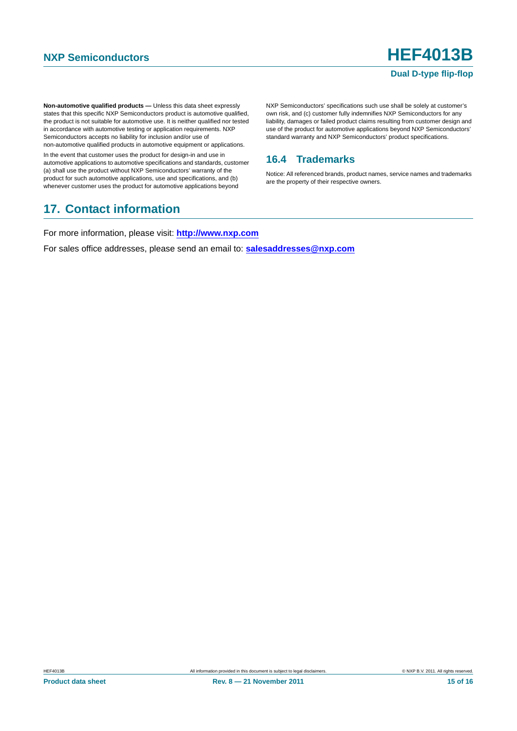**Non-automotive qualified products —** Unless this data sheet expressly states that this specific NXP Semiconductors product is automotive qualified, the product is not suitable for automotive use. It is neither qualified nor tested in accordance with automotive testing or application requirements. NXP Semiconductors accepts no liability for inclusion and/or use of non-automotive qualified products in automotive equipment or applications.

In the event that customer uses the product for design-in and use in automotive applications to automotive specifications and standards, customer (a) shall use the product without NXP Semiconductors' warranty of the product for such automotive applications, use and specifications, and (b) whenever customer uses the product for automotive applications beyond NXP Semiconductors' specifications such use shall be solely at customer's own risk, and (c) customer fully indemnifies NXP Semiconductors for any liability, damages or failed product claims resulting from customer design and use of the product for automotive applications beyond NXP Semiconductors' standard warranty and NXP Semiconductors' product specifications.

### 16.4 Trademarks

Notice: All referenced brands, product names, service names and trademarks are the property of their respective owners.

## 17. Contact information

For more information, please visit: **http://www.nxp.com**

For sales office addresses, please send an email to: **salesaddresses@nxp.com**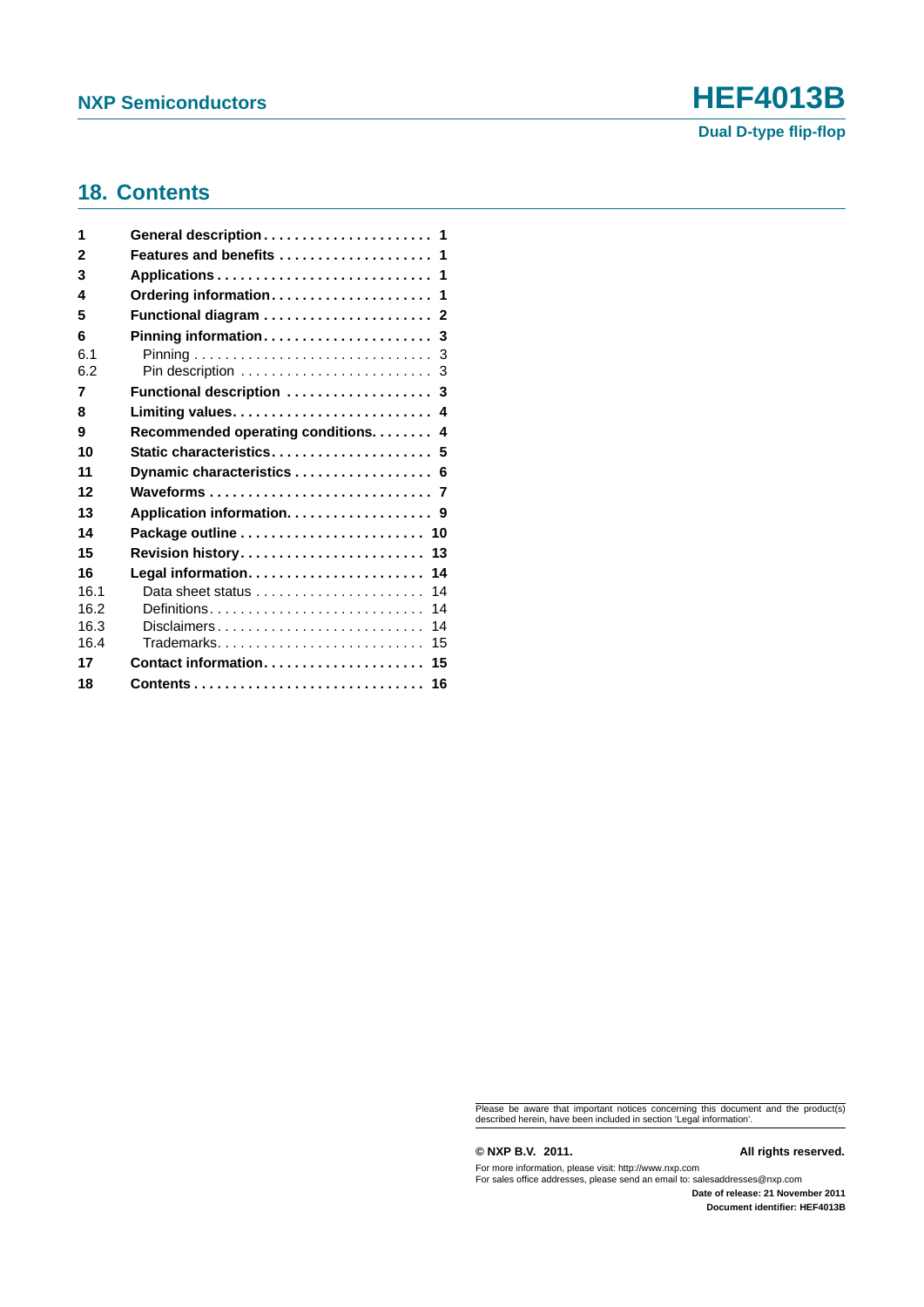## 18. Contents

| | | |
|---|---|---|
| **1** | **General description** | **1** |
| **2** | **Features and benefits** | **1** |
| **3** | **Applications** | **1** |
| **4** | **Ordering information** | **1** |
| **5** | **Functional diagram** | **2** |
| **6** | **Pinning information** | **3** |
| 6.1 | Pinning | 3 |
| 6.2 | Pin description | 3 |
| **7** | **Functional description** | **3** |
| **8** | **Limiting values** | **4** |
| **9** | **Recommended operating conditions** | **4** |
| **10** | **Static characteristics** | **5** |
| **11** | **Dynamic characteristics** | **6** |
| **12** | **Waveforms** | **7** |
| **13** | **Application information** | **9** |
| **14** | **Package outline** | **10** |
| **15** | **Revision history** | **13** |
| **16** | **Legal information** | **14** |
| 16.1 | Data sheet status | 14 |
| 16.2 | Definitions | 14 |
| 16.3 | Disclaimers | 14 |
| 16.4 | Trademarks | 15 |
| **17** | **Contact information** | **15** |
| **18** | **Contents** | **16** |

Please be aware that important notices concerning this document and the product(s) described herein, have been included in section 'Legal information'.

**© NXP B.V. 2011.** **All rights reserved.**

For more information, please visit: http://www.nxp.com
For sales office addresses, please send an email to: salesaddresses@nxp.com

**Date of release: 21 November 2011**
**Document identifier: HEF4013B**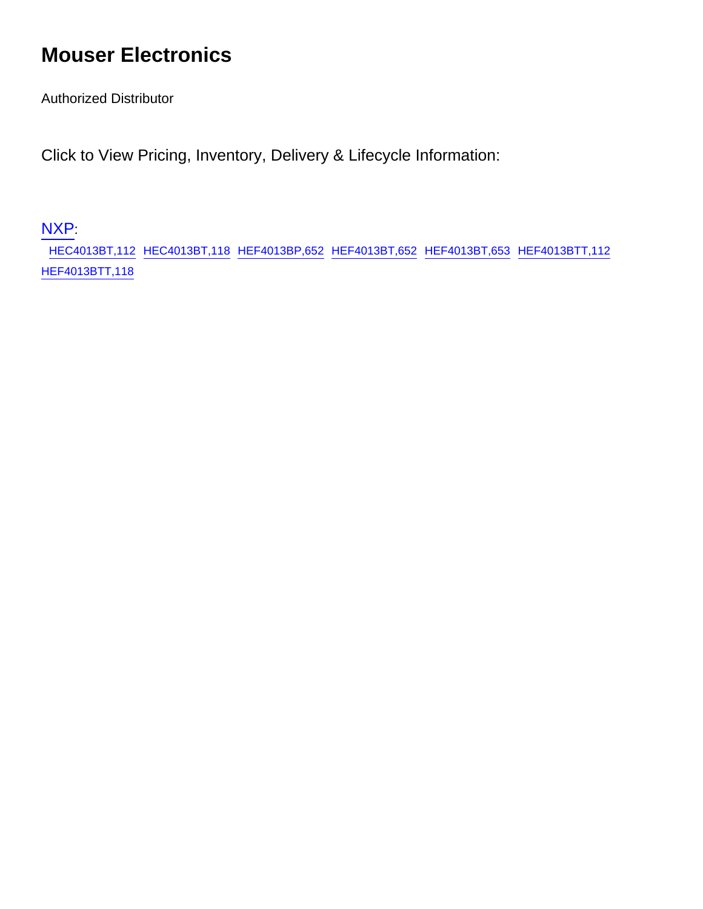# Mouser Electronics

Authorized Distributor

Click to View Pricing, Inventory, Delivery & Lifecycle Information:

NXP:

HEC4013BT,112 HEC4013BT,118 HEF4013BP,652 HEF4013BT,652 HEF4013BT,653 HEF4013BTT,112 HEF4013BTT,118